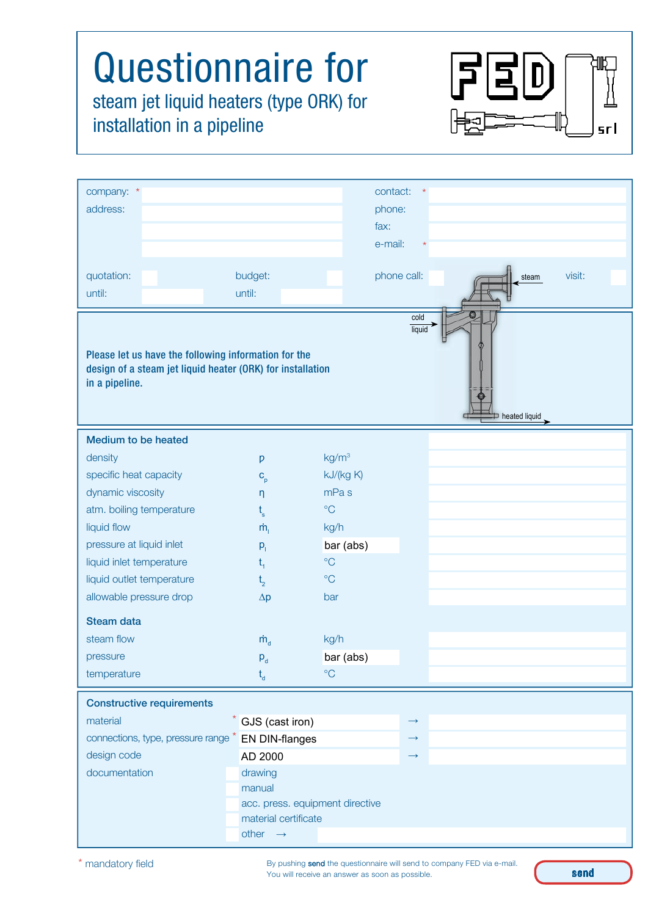# Questionnaire for

## steam jet liquid heaters (type ORK) for installation in a pipeline

FED srl

| | | | |
|---|---|---|---|
| company: * | | contact: * | |
| address: | | phone: | |
| | | fax: | |
| | | e-mail: * | |

| | | | |
|---|---|---|---|
| quotation: | budget: | phone call: | visit: |
| until: | until: | | |

steam

cold liquid

heated liquid

**Please let us have the following information for the design of a steam jet liquid heater (ORK) for installation in a pipeline.**

### Medium to be heated

| | | | |
|---|---|---|---|
| density | $\rho$ | kg/m³ | |
| specific heat capacity | $c_p$ | kJ/(kg K) | |
| dynamic viscosity | $\eta$ | mPa s | |
| atm. boiling temperature | $t_s$ | °C | |
| liquid flow | $\dot{m}_l$ | kg/h | |
| pressure at liquid inlet | $p_l$ | bar (abs) | |
| liquid inlet temperature | $t_1$ | °C | |
| liquid outlet temperature | $t_2$ | °C | |
| allowable pressure drop | $\Delta p$ | bar | |

### Steam data

| | | | |
|---|---|---|---|
| steam flow | $\dot{m}_d$ | kg/h | |
| pressure | $p_d$ | bar (abs) | |
| temperature | $t_d$ | °C | |

### Constructive requirements

| | | | |
|---|---|---|---|
| material * | GJS (cast iron) | → | |
| connections, type, pressure range * | EN DIN-flanges | → | |
| design code | AD 2000 | → | |

documentation

- drawing
- manual
- acc. press. equipment directive
- material certificate
- other →

\* mandatory field

By pushing **send** the questionnaire will send to company FED via e-mail.
You will receive an answer as soon as possible.

send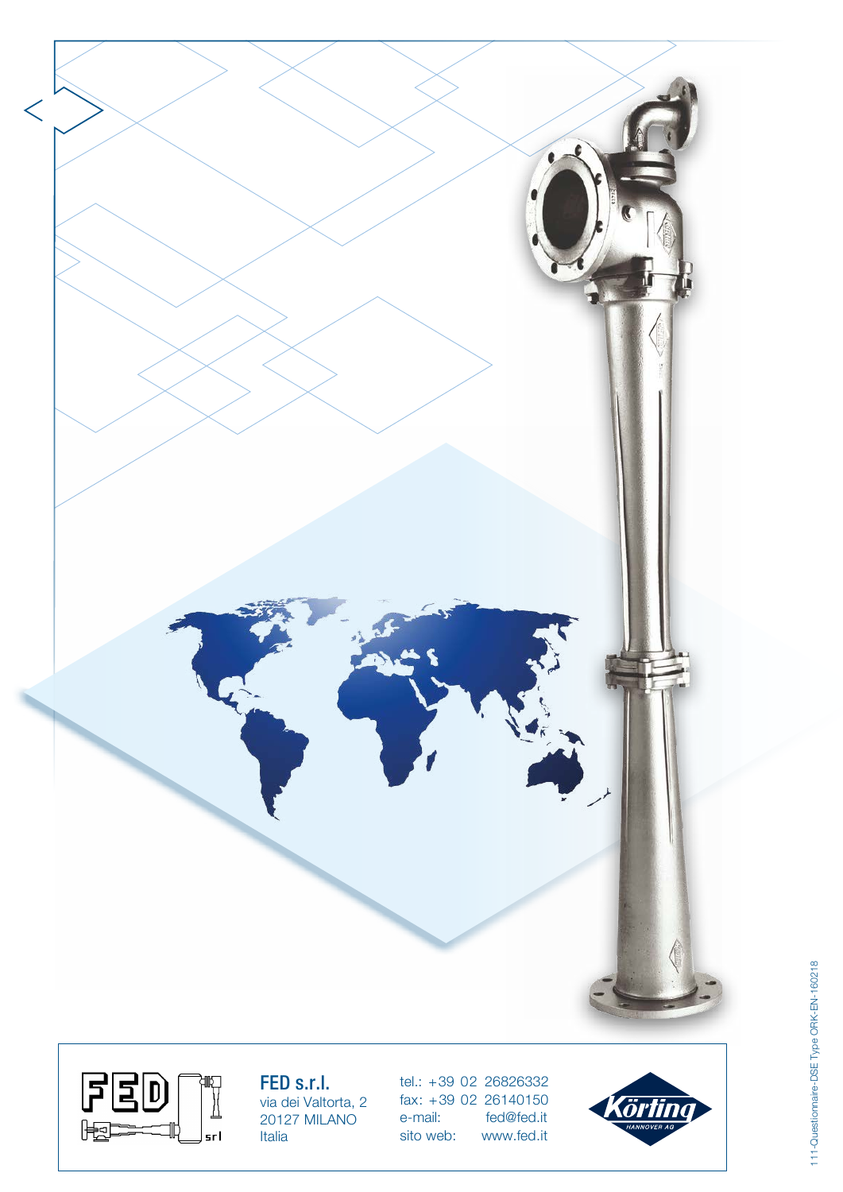**FED s.r.l.**
via dei Valtorta, 2
20127 MILANO
Italia

tel.: +39 02 26826332
fax: +39 02 26140150
e-mail: fed@fed.it
sito web: www.fed.it

111-Questionnaire-DSE Type ORK-EN-160218